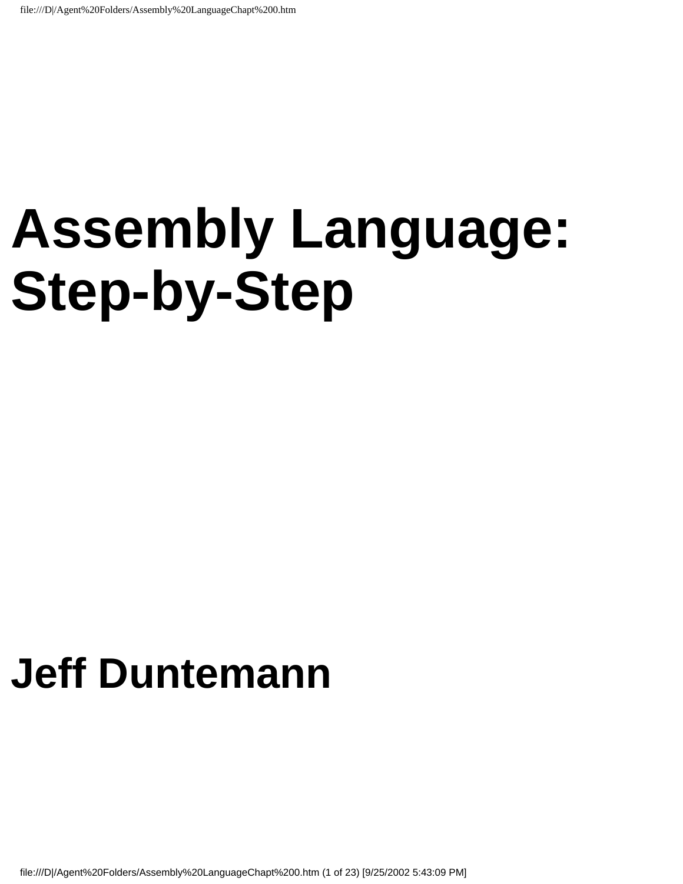# Assembly Language: Step-by-Step

## Jeff Duntemann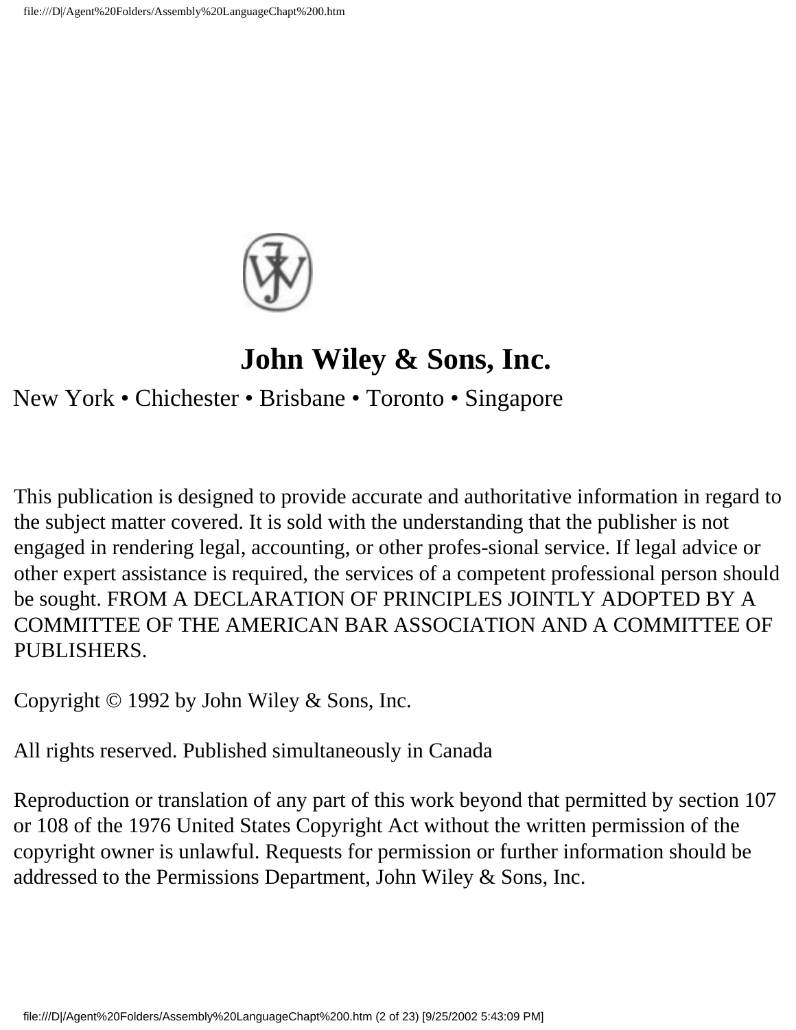**John Wiley & Sons, Inc.**

New York • Chichester • Brisbane • Toronto • Singapore

This publication is designed to provide accurate and authoritative information in regard to the subject matter covered. It is sold with the understanding that the publisher is not engaged in rendering legal, accounting, or other profes-sional service. If legal advice or other expert assistance is required, the services of a competent professional person should be sought. FROM A DECLARATION OF PRINCIPLES JOINTLY ADOPTED BY A COMMITTEE OF THE AMERICAN BAR ASSOCIATION AND A COMMITTEE OF PUBLISHERS.

Copyright © 1992 by John Wiley & Sons, Inc.

All rights reserved. Published simultaneously in Canada

Reproduction or translation of any part of this work beyond that permitted by section 107 or 108 of the 1976 United States Copyright Act without the written permission of the copyright owner is unlawful. Requests for permission or further information should be addressed to the Permissions Department, John Wiley & Sons, Inc.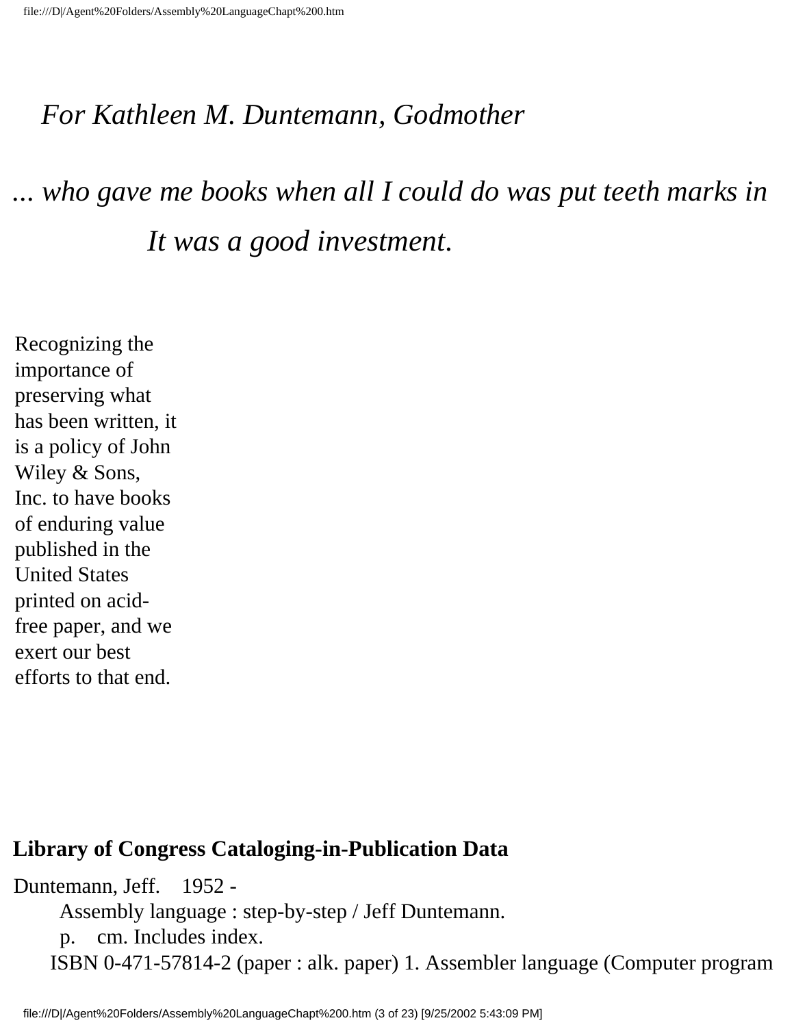*For Kathleen M. Duntemann, Godmother*

*... who gave me books when all I could do was put teeth marks in*

*It was a good investment.*

Recognizing the importance of preserving what has been written, it is a policy of John Wiley & Sons, Inc. to have books of enduring value published in the United States printed on acid-free paper, and we exert our best efforts to that end.

**Library of Congress Cataloging-in-Publication Data**

Duntemann, Jeff. 1952 -
Assembly language : step-by-step / Jeff Duntemann.
p. cm. Includes index.
ISBN 0-471-57814-2 (paper : alk. paper) 1. Assembler language (Computer program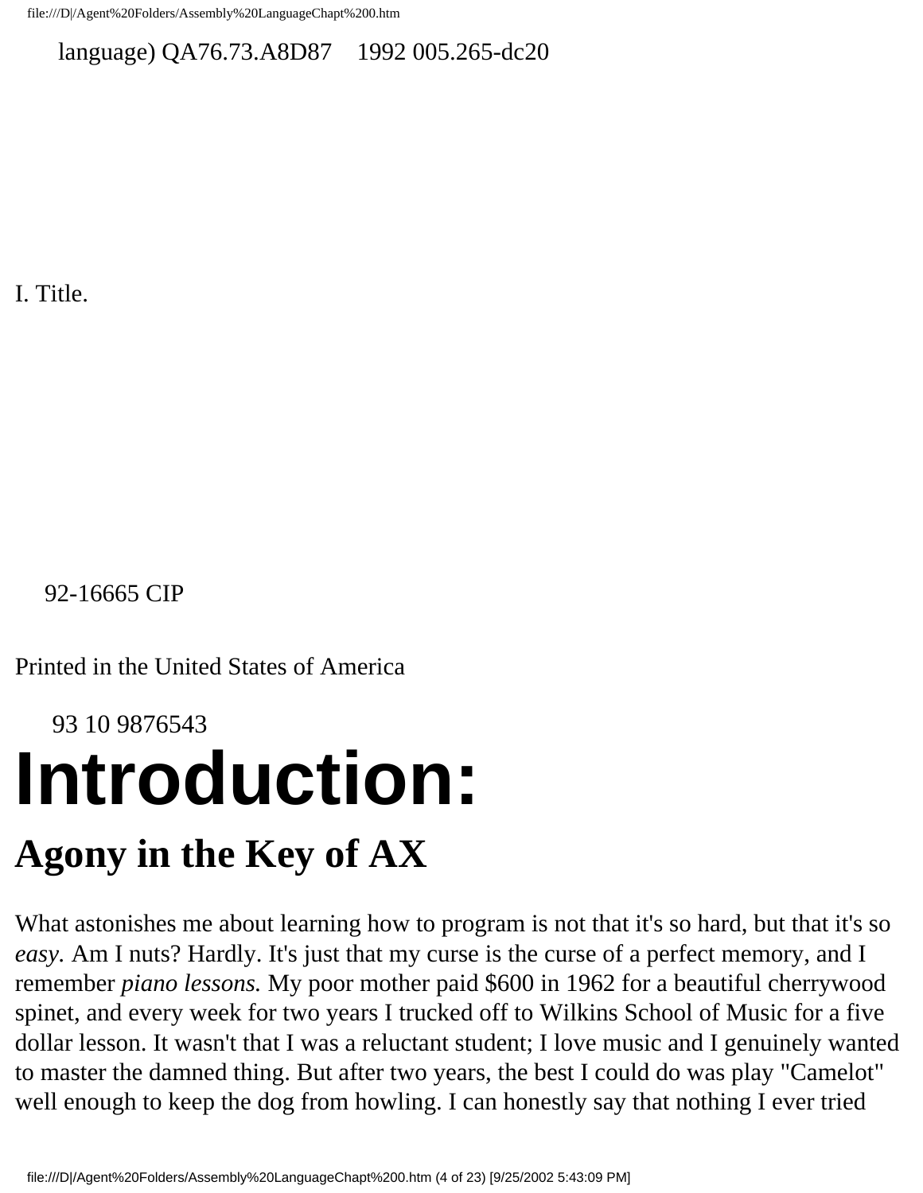language) QA76.73.A8D87 1992 005.265-dc20

I. Title.

92-16665 CIP

Printed in the United States of America

93 10 9876543

# Introduction:

## Agony in the Key of AX

What astonishes me about learning how to program is not that it's so hard, but that it's so *easy.* Am I nuts? Hardly. It's just that my curse is the curse of a perfect memory, and I remember *piano lessons.* My poor mother paid $600 in 1962 for a beautiful cherrywood spinet, and every week for two years I trucked off to Wilkins School of Music for a five dollar lesson. It wasn't that I was a reluctant student; I love music and I genuinely wanted to master the damned thing. But after two years, the best I could do was play "Camelot" well enough to keep the dog from howling. I can honestly say that nothing I ever tried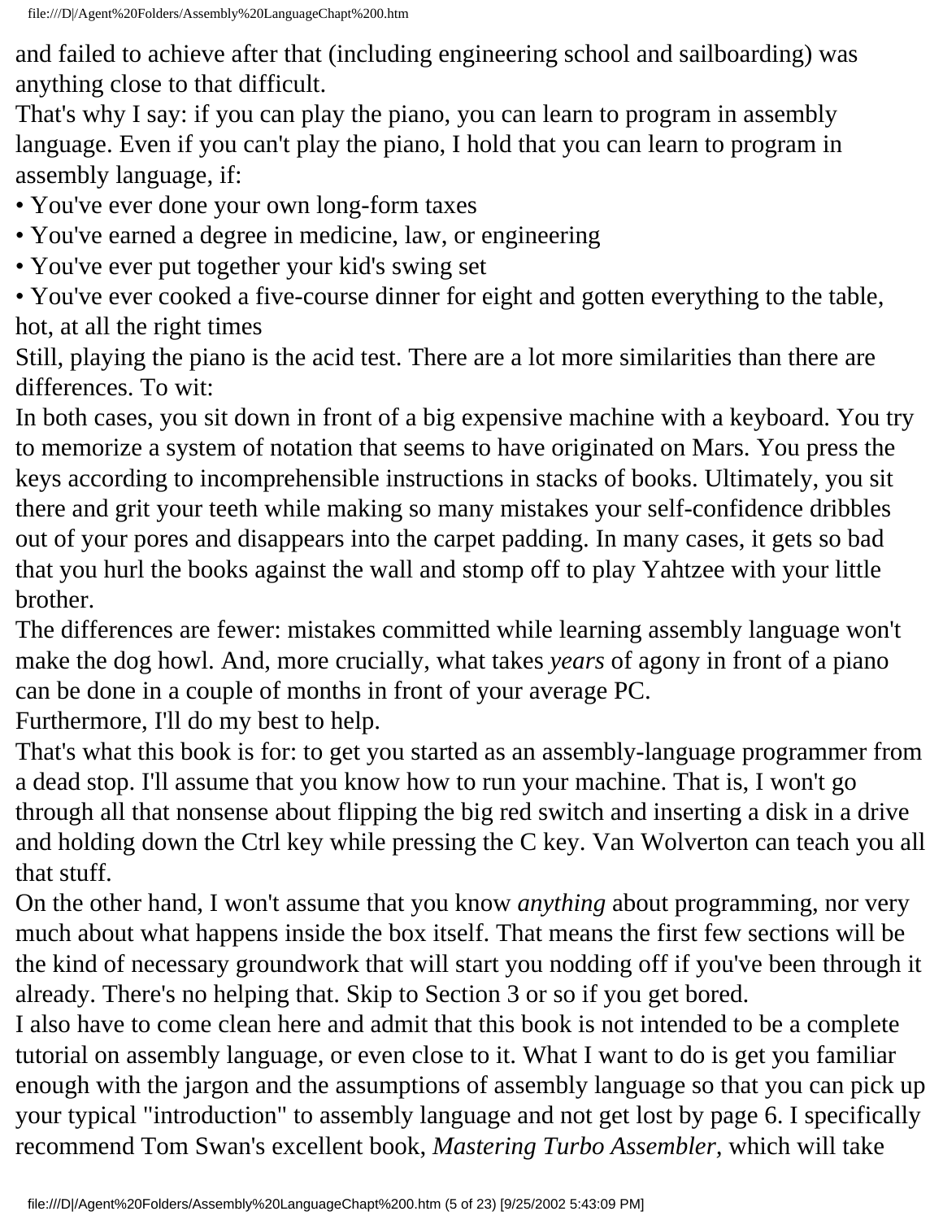and failed to achieve after that (including engineering school and sailboarding) was anything close to that difficult.

That's why I say: if you can play the piano, you can learn to program in assembly language. Even if you can't play the piano, I hold that you can learn to program in assembly language, if:

- You've ever done your own long-form taxes
- You've earned a degree in medicine, law, or engineering
- You've ever put together your kid's swing set
- You've ever cooked a five-course dinner for eight and gotten everything to the table, hot, at all the right times

Still, playing the piano is the acid test. There are a lot more similarities than there are differences. To wit:

In both cases, you sit down in front of a big expensive machine with a keyboard. You try to memorize a system of notation that seems to have originated on Mars. You press the keys according to incomprehensible instructions in stacks of books. Ultimately, you sit there and grit your teeth while making so many mistakes your self-confidence dribbles out of your pores and disappears into the carpet padding. In many cases, it gets so bad that you hurl the books against the wall and stomp off to play Yahtzee with your little brother.

The differences are fewer: mistakes committed while learning assembly language won't make the dog howl. And, more crucially, what takes *years* of agony in front of a piano can be done in a couple of months in front of your average PC.

Furthermore, I'll do my best to help.

That's what this book is for: to get you started as an assembly-language programmer from a dead stop. I'll assume that you know how to run your machine. That is, I won't go through all that nonsense about flipping the big red switch and inserting a disk in a drive and holding down the Ctrl key while pressing the C key. Van Wolverton can teach you all that stuff.

On the other hand, I won't assume that you know *anything* about programming, nor very much about what happens inside the box itself. That means the first few sections will be the kind of necessary groundwork that will start you nodding off if you've been through it already. There's no helping that. Skip to Section 3 or so if you get bored.

I also have to come clean here and admit that this book is not intended to be a complete tutorial on assembly language, or even close to it. What I want to do is get you familiar enough with the jargon and the assumptions of assembly language so that you can pick up your typical "introduction" to assembly language and not get lost by page 6. I specifically recommend Tom Swan's excellent book, *Mastering Turbo Assembler*, which will take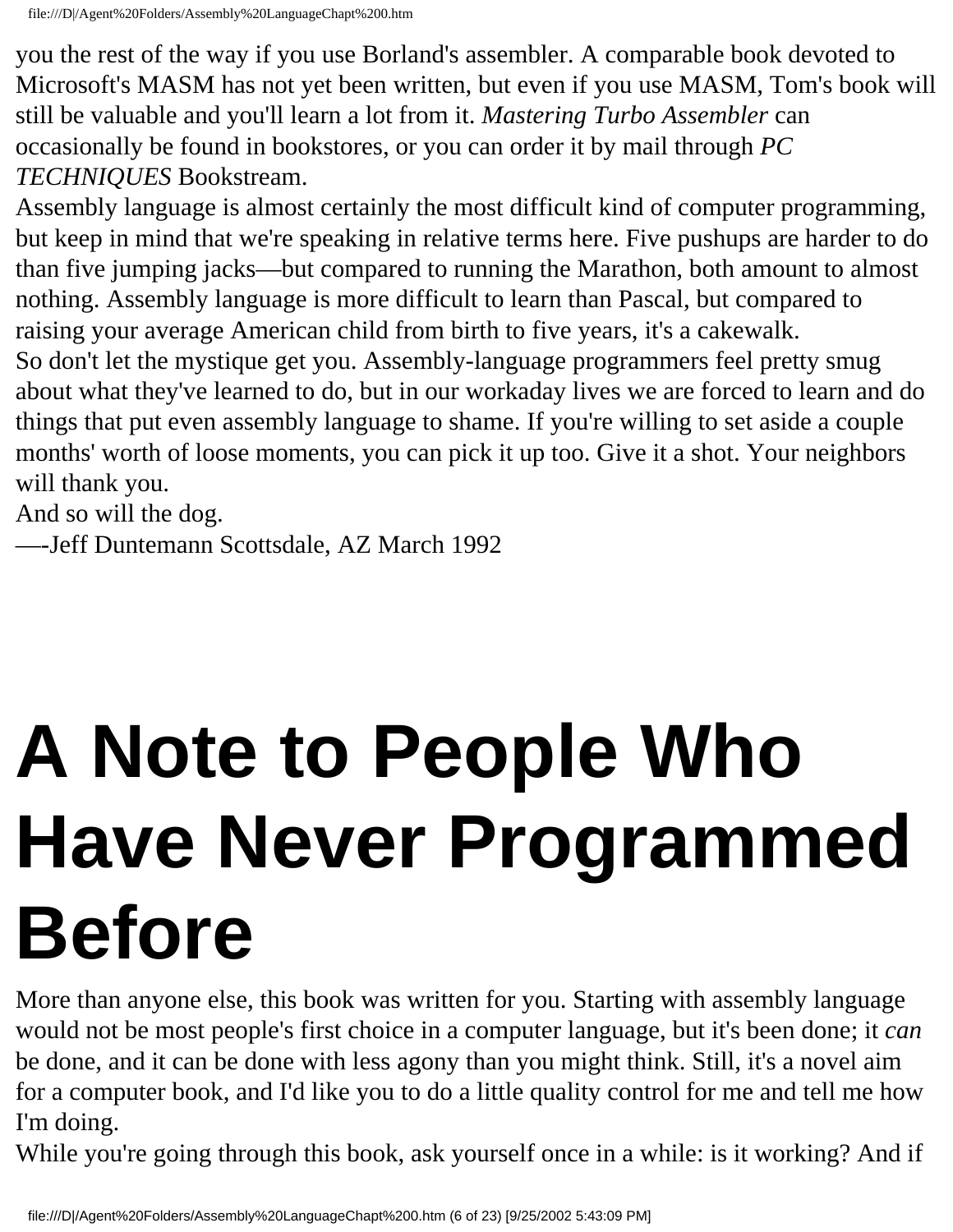you the rest of the way if you use Borland's assembler. A comparable book devoted to Microsoft's MASM has not yet been written, but even if you use MASM, Tom's book will still be valuable and you'll learn a lot from it. *Mastering Turbo Assembler* can occasionally be found in bookstores, or you can order it by mail through *PC TECHNIQUES* Bookstream.

Assembly language is almost certainly the most difficult kind of computer programming, but keep in mind that we're speaking in relative terms here. Five pushups are harder to do than five jumping jacks—but compared to running the Marathon, both amount to almost nothing. Assembly language is more difficult to learn than Pascal, but compared to raising your average American child from birth to five years, it's a cakewalk.

So don't let the mystique get you. Assembly-language programmers feel pretty smug about what they've learned to do, but in our workaday lives we are forced to learn and do things that put even assembly language to shame. If you're willing to set aside a couple months' worth of loose moments, you can pick it up too. Give it a shot. Your neighbors will thank you.

And so will the dog.

—-Jeff Duntemann Scottsdale, AZ March 1992

# A Note to People Who Have Never Programmed Before

More than anyone else, this book was written for you. Starting with assembly language would not be most people's first choice in a computer language, but it's been done; it *can* be done, and it can be done with less agony than you might think. Still, it's a novel aim for a computer book, and I'd like you to do a little quality control for me and tell me how I'm doing.

While you're going through this book, ask yourself once in a while: is it working? And if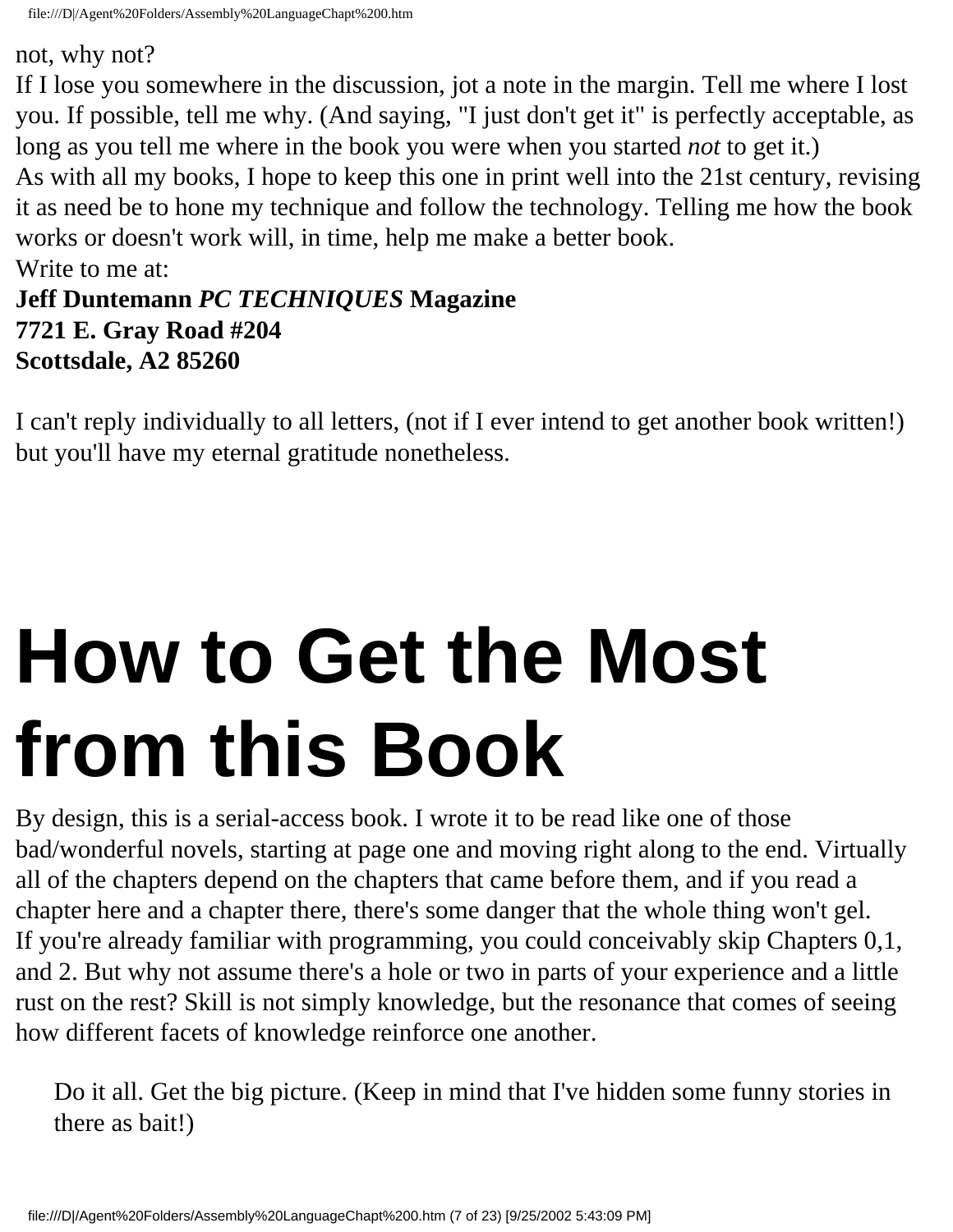not, why not?

If I lose you somewhere in the discussion, jot a note in the margin. Tell me where I lost you. If possible, tell me why. (And saying, "I just don't get it" is perfectly acceptable, as long as you tell me where in the book you were when you started *not* to get it.)

As with all my books, I hope to keep this one in print well into the 21st century, revising it as need be to hone my technique and follow the technology. Telling me how the book works or doesn't work will, in time, help me make a better book.

Write to me at:

**Jeff Duntemann *PC TECHNIQUES* Magazine**
**7721 E. Gray Road #204**
**Scottsdale, A2 85260**

I can't reply individually to all letters, (not if I ever intend to get another book written!) but you'll have my eternal gratitude nonetheless.

# How to Get the Most from this Book

By design, this is a serial-access book. I wrote it to be read like one of those bad/wonderful novels, starting at page one and moving right along to the end. Virtually all of the chapters depend on the chapters that came before them, and if you read a chapter here and a chapter there, there's some danger that the whole thing won't gel.

If you're already familiar with programming, you could conceivably skip Chapters 0,1, and 2. But why not assume there's a hole or two in parts of your experience and a little rust on the rest? Skill is not simply knowledge, but the resonance that comes of seeing how different facets of knowledge reinforce one another.

> Do it all. Get the big picture. (Keep in mind that I've hidden some funny stories in there as bait!)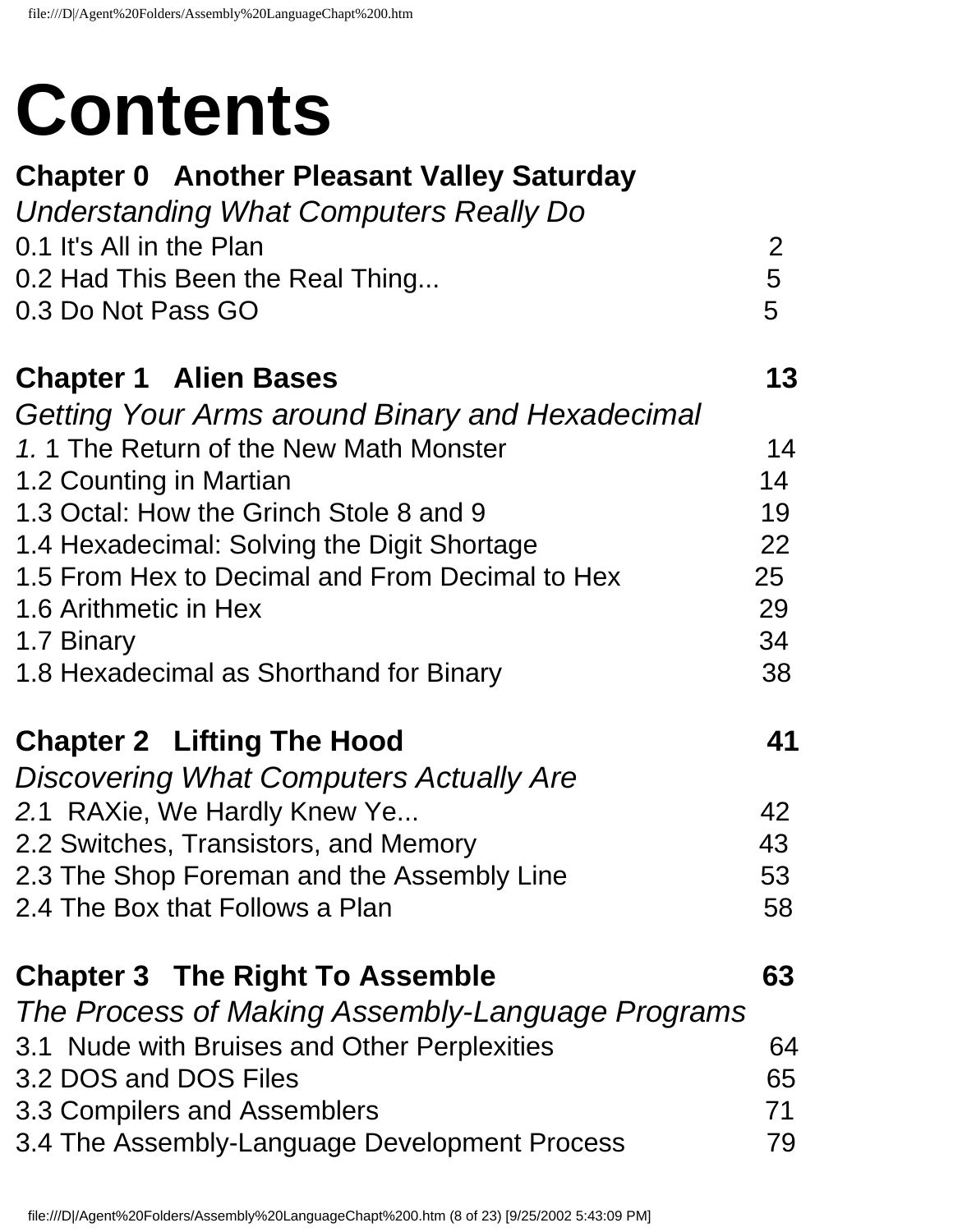# Contents

**Chapter 0 Another Pleasant Valley Saturday**

*Understanding What Computers Really Do*

0.1 It's All in the Plan 2
0.2 Had This Been the Real Thing... 5
0.3 Do Not Pass GO 5

**Chapter 1 Alien Bases 13**

*Getting Your Arms around Binary and Hexadecimal*

*1.* 1 The Return of the New Math Monster 14
1.2 Counting in Martian 14
1.3 Octal: How the Grinch Stole 8 and 9 19
1.4 Hexadecimal: Solving the Digit Shortage 22
1.5 From Hex to Decimal and From Decimal to Hex 25
1.6 Arithmetic in Hex 29
1.7 Binary 34
1.8 Hexadecimal as Shorthand for Binary 38

**Chapter 2 Lifting The Hood 41**

*Discovering What Computers Actually Are*

*2.*1 RAXie, We Hardly Knew Ye... 42
2.2 Switches, Transistors, and Memory 43
2.3 The Shop Foreman and the Assembly Line 53
2.4 The Box that Follows a Plan 58

**Chapter 3 The Right To Assemble 63**

*The Process of Making Assembly-Language Programs*

3.1 Nude with Bruises and Other Perplexities 64
3.2 DOS and DOS Files 65
3.3 Compilers and Assemblers 71
3.4 The Assembly-Language Development Process 79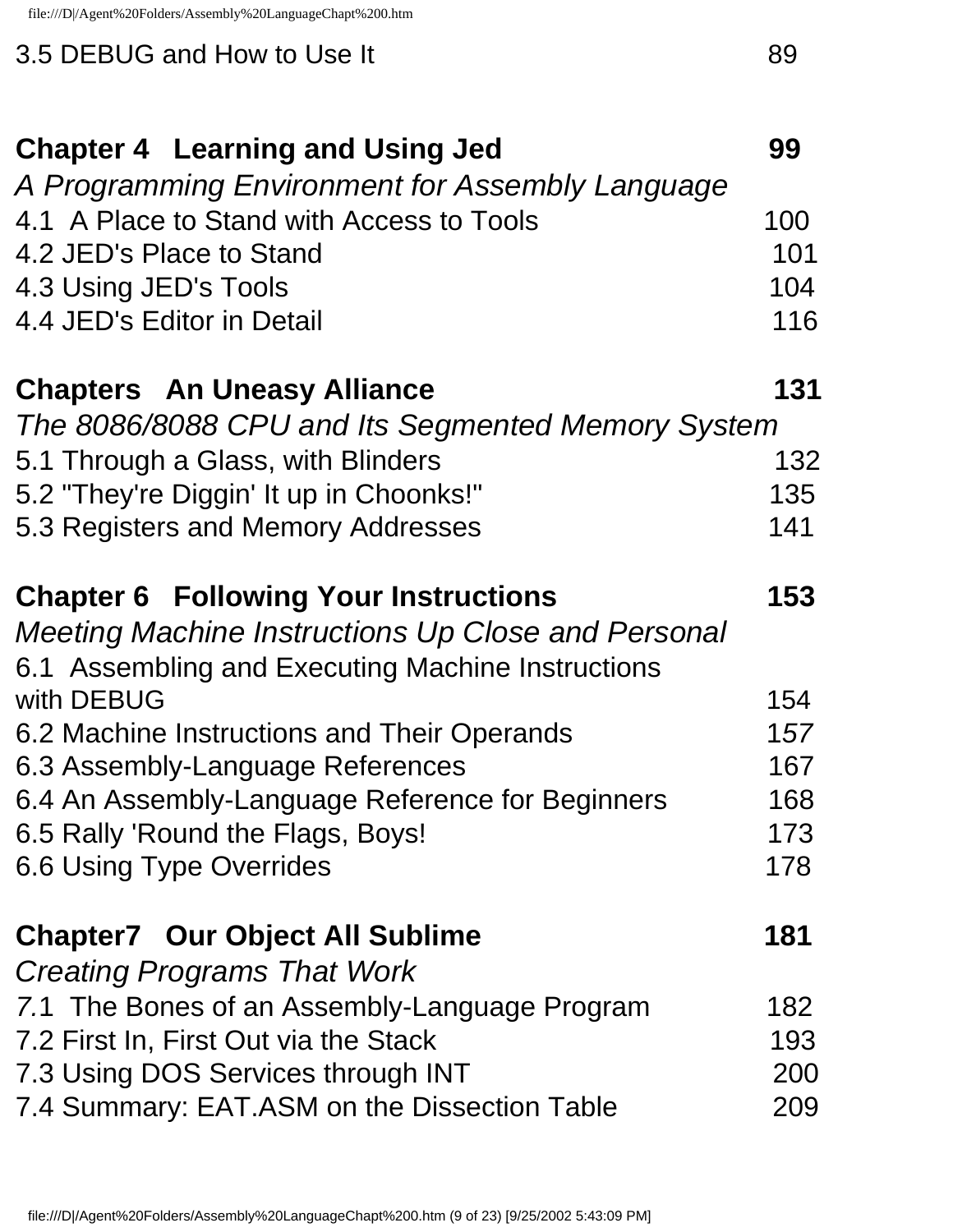3.5 DEBUG and How to Use It 89

**Chapter 4 Learning and Using Jed 99**

*A Programming Environment for Assembly Language*

4.1 A Place to Stand with Access to Tools 100

4.2 JED's Place to Stand 101

4.3 Using JED's Tools 104

4.4 JED's Editor in Detail 116

**Chapters An Uneasy Alliance 131**

*The 8086/8088 CPU and Its Segmented Memory System*

5.1 Through a Glass, with Blinders 132

5.2 "They're Diggin' It up in Choonks!" 135

5.3 Registers and Memory Addresses 141

**Chapter 6 Following Your Instructions 153**

*Meeting Machine Instructions Up Close and Personal*

6.1 Assembling and Executing Machine Instructions with DEBUG 154

6.2 Machine Instructions and Their Operands 157

6.3 Assembly-Language References 167

6.4 An Assembly-Language Reference for Beginners 168

6.5 Rally 'Round the Flags, Boys! 173

6.6 Using Type Overrides 178

**Chapter7 Our Object All Sublime 181**

*Creating Programs That Work*

7.1 The Bones of an Assembly-Language Program 182

7.2 First In, First Out via the Stack 193

7.3 Using DOS Services through INT 200

7.4 Summary: EAT.ASM on the Dissection Table 209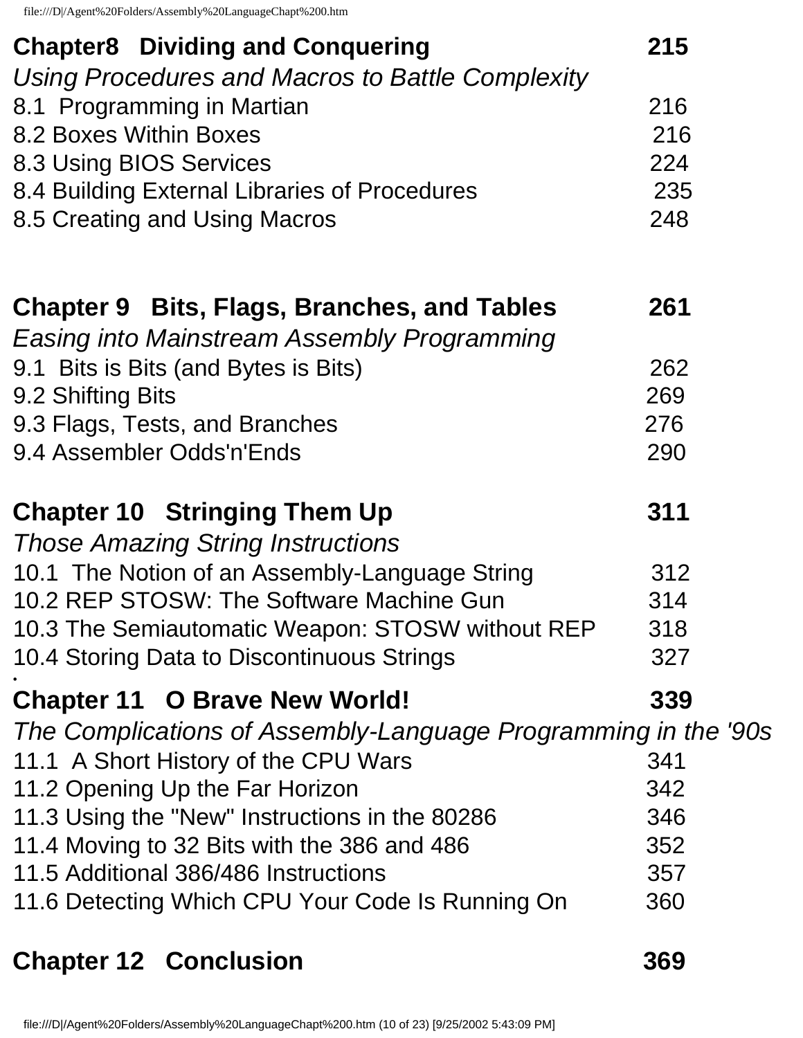**Chapter8 Dividing and Conquering** **215**

*Using Procedures and Macros to Battle Complexity*

8.1 Programming in Martian 216
8.2 Boxes Within Boxes 216
8.3 Using BIOS Services 224
8.4 Building External Libraries of Procedures 235
8.5 Creating and Using Macros 248

**Chapter 9 Bits, Flags, Branches, and Tables** **261**

*Easing into Mainstream Assembly Programming*

9.1 Bits is Bits (and Bytes is Bits) 262
9.2 Shifting Bits 269
9.3 Flags, Tests, and Branches 276
9.4 Assembler Odds'n'Ends 290

**Chapter 10 Stringing Them Up** **311**

*Those Amazing String Instructions*

10.1 The Notion of an Assembly-Language String 312
10.2 REP STOSW: The Software Machine Gun 314
10.3 The Semiautomatic Weapon: STOSW without REP 318
10.4 Storing Data to Discontinuous Strings 327

**Chapter 11 O Brave New World!** **339**

*The Complications of Assembly-Language Programming in the '90s*

11.1 A Short History of the CPU Wars 341
11.2 Opening Up the Far Horizon 342
11.3 Using the "New" Instructions in the 80286 346
11.4 Moving to 32 Bits with the 386 and 486 352
11.5 Additional 386/486 Instructions 357
11.6 Detecting Which CPU Your Code Is Running On 360

**Chapter 12 Conclusion** **369**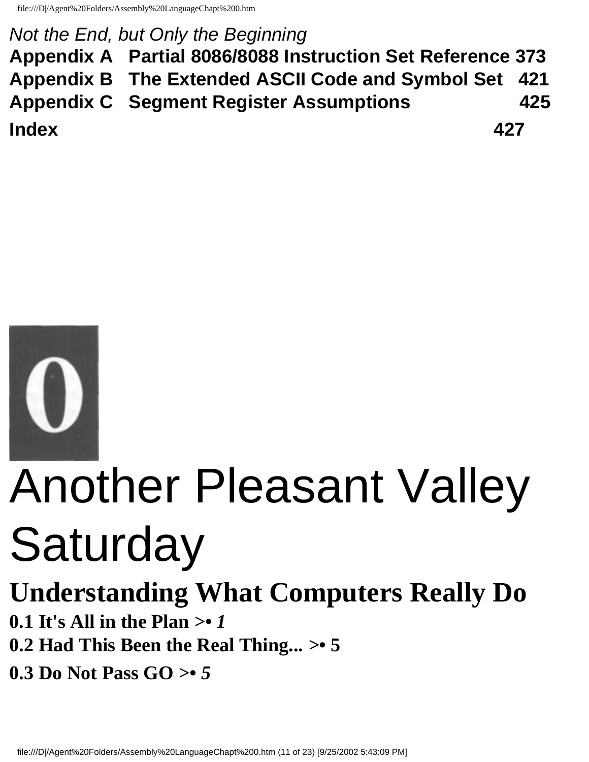*Not the End, but Only the Beginning*

**Appendix A Partial 8086/8088 Instruction Set Reference 373**

**Appendix B The Extended ASCII Code and Symbol Set 421**

**Appendix C Segment Register Assumptions 425**

**Index 427**

# 0

# Another Pleasant Valley Saturday

## Understanding What Computers Really Do

**0.1 It's All in the Plan >•** ***1***

**0.2 Had This Been the Real Thing... >• 5**

**0.3 Do Not Pass GO >•** ***5***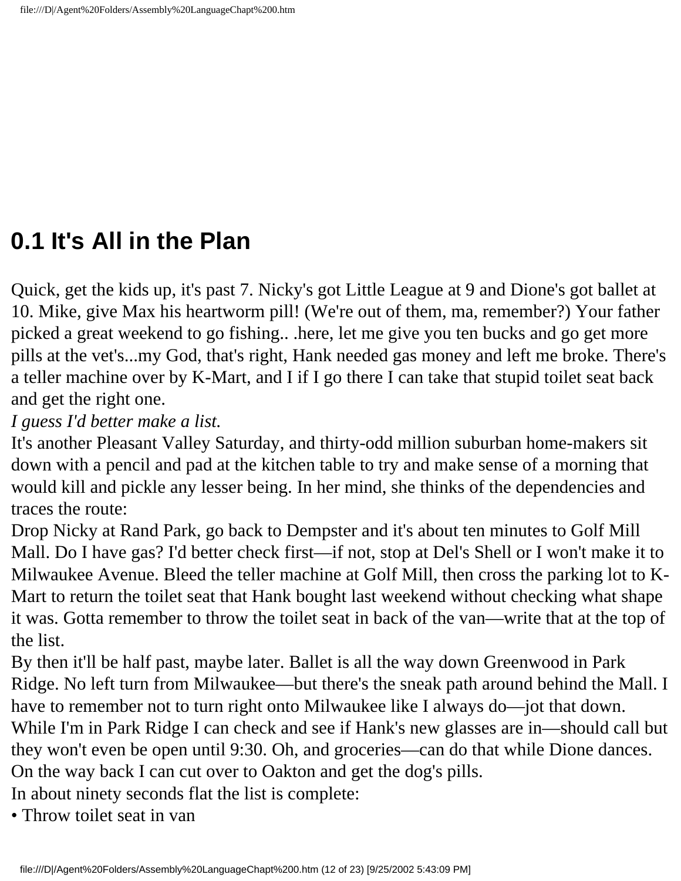## 0.1 It's All in the Plan

Quick, get the kids up, it's past 7. Nicky's got Little League at 9 and Dione's got ballet at 10. Mike, give Max his heartworm pill! (We're out of them, ma, remember?) Your father picked a great weekend to go fishing.. .here, let me give you ten bucks and go get more pills at the vet's...my God, that's right, Hank needed gas money and left me broke. There's a teller machine over by K-Mart, and I if I go there I can take that stupid toilet seat back and get the right one.

*I guess I'd better make a list.*

It's another Pleasant Valley Saturday, and thirty-odd million suburban home-makers sit down with a pencil and pad at the kitchen table to try and make sense of a morning that would kill and pickle any lesser being. In her mind, she thinks of the dependencies and traces the route:

Drop Nicky at Rand Park, go back to Dempster and it's about ten minutes to Golf Mill Mall. Do I have gas? I'd better check first—if not, stop at Del's Shell or I won't make it to Milwaukee Avenue. Bleed the teller machine at Golf Mill, then cross the parking lot to K-Mart to return the toilet seat that Hank bought last weekend without checking what shape it was. Gotta remember to throw the toilet seat in back of the van—write that at the top of the list.

By then it'll be half past, maybe later. Ballet is all the way down Greenwood in Park Ridge. No left turn from Milwaukee—but there's the sneak path around behind the Mall. I have to remember not to turn right onto Milwaukee like I always do—jot that down. While I'm in Park Ridge I can check and see if Hank's new glasses are in—should call but they won't even be open until 9:30. Oh, and groceries—can do that while Dione dances. On the way back I can cut over to Oakton and get the dog's pills.

In about ninety seconds flat the list is complete:

- Throw toilet seat in van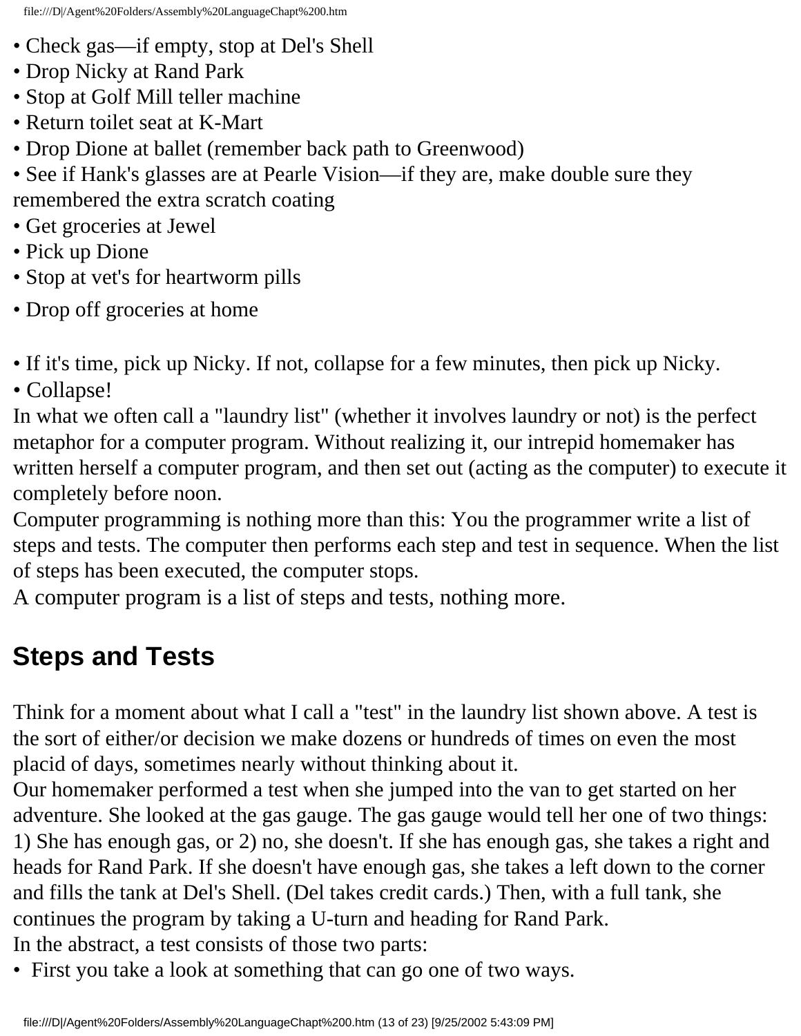- Check gas—if empty, stop at Del's Shell
- Drop Nicky at Rand Park
- Stop at Golf Mill teller machine
- Return toilet seat at K-Mart
- Drop Dione at ballet (remember back path to Greenwood)
- See if Hank's glasses are at Pearle Vision—if they are, make double sure they remembered the extra scratch coating
- Get groceries at Jewel
- Pick up Dione
- Stop at vet's for heartworm pills
- Drop off groceries at home
- If it's time, pick up Nicky. If not, collapse for a few minutes, then pick up Nicky.
- Collapse!

In what we often call a "laundry list" (whether it involves laundry or not) is the perfect metaphor for a computer program. Without realizing it, our intrepid homemaker has written herself a computer program, and then set out (acting as the computer) to execute it completely before noon.

Computer programming is nothing more than this: You the programmer write a list of steps and tests. The computer then performs each step and test in sequence. When the list of steps has been executed, the computer stops.

A computer program is a list of steps and tests, nothing more.

## Steps and Tests

Think for a moment about what I call a "test" in the laundry list shown above. A test is the sort of either/or decision we make dozens or hundreds of times on even the most placid of days, sometimes nearly without thinking about it.

Our homemaker performed a test when she jumped into the van to get started on her adventure. She looked at the gas gauge. The gas gauge would tell her one of two things: 1) She has enough gas, or 2) no, she doesn't. If she has enough gas, she takes a right and heads for Rand Park. If she doesn't have enough gas, she takes a left down to the corner and fills the tank at Del's Shell. (Del takes credit cards.) Then, with a full tank, she continues the program by taking a U-turn and heading for Rand Park.

In the abstract, a test consists of those two parts:

- First you take a look at something that can go one of two ways.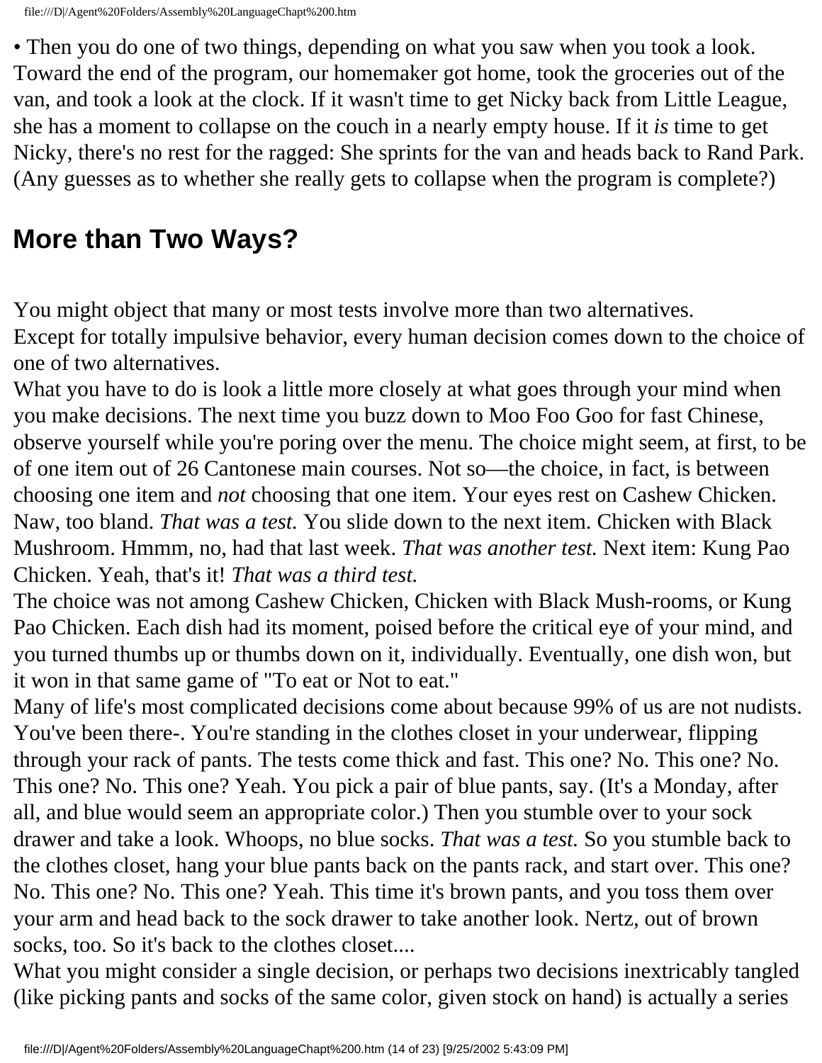• Then you do one of two things, depending on what you saw when you took a look. Toward the end of the program, our homemaker got home, took the groceries out of the van, and took a look at the clock. If it wasn't time to get Nicky back from Little League, she has a moment to collapse on the couch in a nearly empty house. If it *is* time to get Nicky, there's no rest for the ragged: She sprints for the van and heads back to Rand Park. (Any guesses as to whether she really gets to collapse when the program is complete?)

## More than Two Ways?

You might object that many or most tests involve more than two alternatives.
Except for totally impulsive behavior, every human decision comes down to the choice of one of two alternatives.
What you have to do is look a little more closely at what goes through your mind when you make decisions. The next time you buzz down to Moo Foo Goo for fast Chinese, observe yourself while you're poring over the menu. The choice might seem, at first, to be of one item out of 26 Cantonese main courses. Not so—the choice, in fact, is between choosing one item and *not* choosing that one item. Your eyes rest on Cashew Chicken. Naw, too bland. *That was a test.* You slide down to the next item. Chicken with Black Mushroom. Hmmm, no, had that last week. *That was another test.* Next item: Kung Pao Chicken. Yeah, that's it! *That was a third test.*
The choice was not among Cashew Chicken, Chicken with Black Mush-rooms, or Kung Pao Chicken. Each dish had its moment, poised before the critical eye of your mind, and you turned thumbs up or thumbs down on it, individually. Eventually, one dish won, but it won in that same game of "To eat or Not to eat."
Many of life's most complicated decisions come about because 99% of us are not nudists. You've been there-. You're standing in the clothes closet in your underwear, flipping through your rack of pants. The tests come thick and fast. This one? No. This one? No. This one? No. This one? Yeah. You pick a pair of blue pants, say. (It's a Monday, after all, and blue would seem an appropriate color.) Then you stumble over to your sock drawer and take a look. Whoops, no blue socks. *That was a test.* So you stumble back to the clothes closet, hang your blue pants back on the pants rack, and start over. This one? No. This one? No. This one? Yeah. This time it's brown pants, and you toss them over your arm and head back to the sock drawer to take another look. Nertz, out of brown socks, too. So it's back to the clothes closet....
What you might consider a single decision, or perhaps two decisions inextricably tangled (like picking pants and socks of the same color, given stock on hand) is actually a series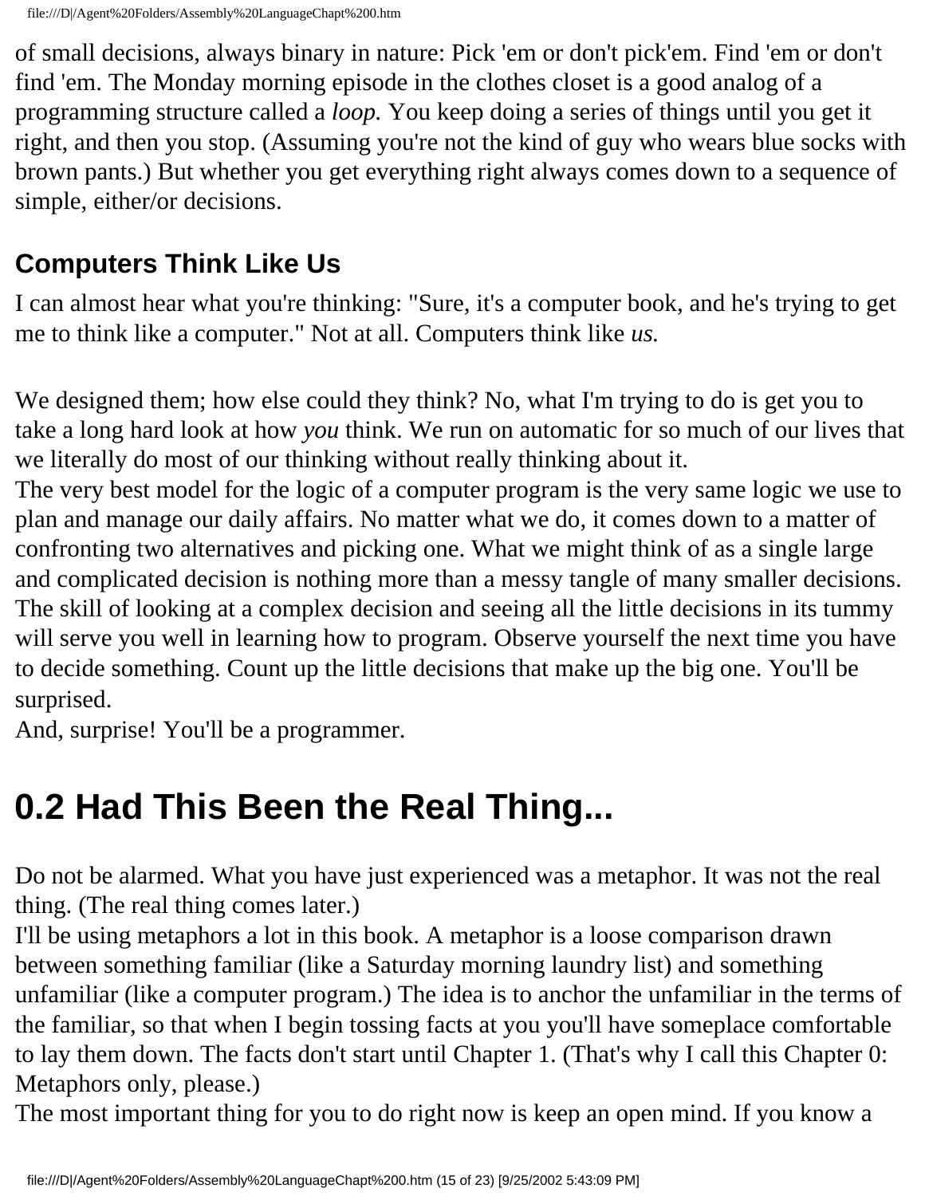of small decisions, always binary in nature: Pick 'em or don't pick'em. Find 'em or don't find 'em. The Monday morning episode in the clothes closet is a good analog of a programming structure called a *loop.* You keep doing a series of things until you get it right, and then you stop. (Assuming you're not the kind of guy who wears blue socks with brown pants.) But whether you get everything right always comes down to a sequence of simple, either/or decisions.

### Computers Think Like Us

I can almost hear what you're thinking: "Sure, it's a computer book, and he's trying to get me to think like a computer." Not at all. Computers think like *us.*

We designed them; how else could they think? No, what I'm trying to do is get you to take a long hard look at how *you* think. We run on automatic for so much of our lives that we literally do most of our thinking without really thinking about it.
The very best model for the logic of a computer program is the very same logic we use to plan and manage our daily affairs. No matter what we do, it comes down to a matter of confronting two alternatives and picking one. What we might think of as a single large and complicated decision is nothing more than a messy tangle of many smaller decisions. The skill of looking at a complex decision and seeing all the little decisions in its tummy will serve you well in learning how to program. Observe yourself the next time you have to decide something. Count up the little decisions that make up the big one. You'll be surprised.
And, surprise! You'll be a programmer.

## 0.2 Had This Been the Real Thing...

Do not be alarmed. What you have just experienced was a metaphor. It was not the real thing. (The real thing comes later.)
I'll be using metaphors a lot in this book. A metaphor is a loose comparison drawn between something familiar (like a Saturday morning laundry list) and something unfamiliar (like a computer program.) The idea is to anchor the unfamiliar in the terms of the familiar, so that when I begin tossing facts at you you'll have someplace comfortable to lay them down. The facts don't start until Chapter 1. (That's why I call this Chapter 0: Metaphors only, please.)
The most important thing for you to do right now is keep an open mind. If you know a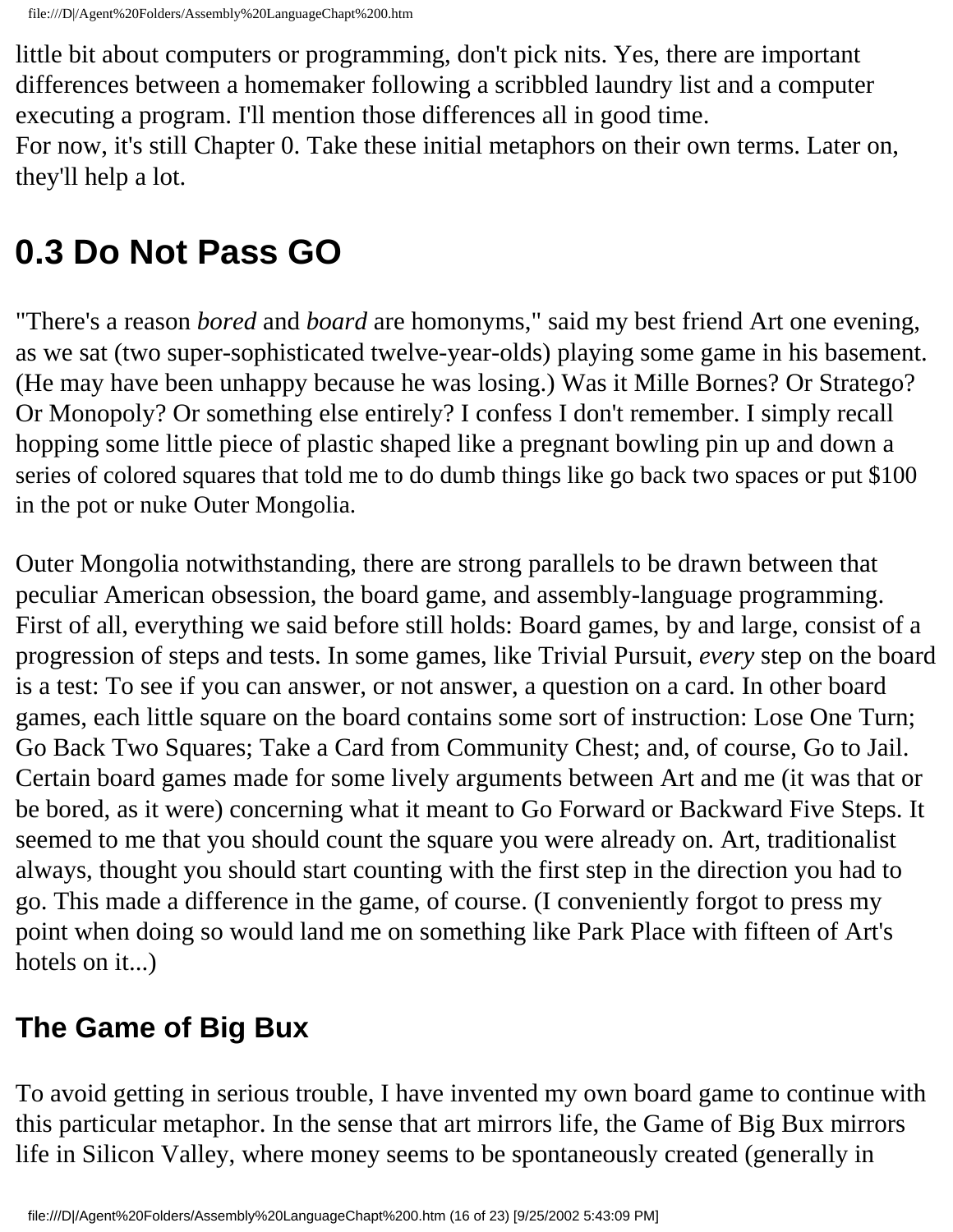little bit about computers or programming, don't pick nits. Yes, there are important differences between a homemaker following a scribbled laundry list and a computer executing a program. I'll mention those differences all in good time.
For now, it's still Chapter 0. Take these initial metaphors on their own terms. Later on, they'll help a lot.

# 0.3 Do Not Pass GO

"There's a reason *bored* and *board* are homonyms," said my best friend Art one evening, as we sat (two super-sophisticated twelve-year-olds) playing some game in his basement. (He may have been unhappy because he was losing.) Was it Mille Bornes? Or Stratego? Or Monopoly? Or something else entirely? I confess I don't remember. I simply recall hopping some little piece of plastic shaped like a pregnant bowling pin up and down a series of colored squares that told me to do dumb things like go back two spaces or put $100 in the pot or nuke Outer Mongolia.

Outer Mongolia notwithstanding, there are strong parallels to be drawn between that peculiar American obsession, the board game, and assembly-language programming. First of all, everything we said before still holds: Board games, by and large, consist of a progression of steps and tests. In some games, like Trivial Pursuit, *every* step on the board is a test: To see if you can answer, or not answer, a question on a card. In other board games, each little square on the board contains some sort of instruction: Lose One Turn; Go Back Two Squares; Take a Card from Community Chest; and, of course, Go to Jail. Certain board games made for some lively arguments between Art and me (it was that or be bored, as it were) concerning what it meant to Go Forward or Backward Five Steps. It seemed to me that you should count the square you were already on. Art, traditionalist always, thought you should start counting with the first step in the direction you had to go. This made a difference in the game, of course. (I conveniently forgot to press my point when doing so would land me on something like Park Place with fifteen of Art's hotels on it...)

## The Game of Big Bux

To avoid getting in serious trouble, I have invented my own board game to continue with this particular metaphor. In the sense that art mirrors life, the Game of Big Bux mirrors life in Silicon Valley, where money seems to be spontaneously created (generally in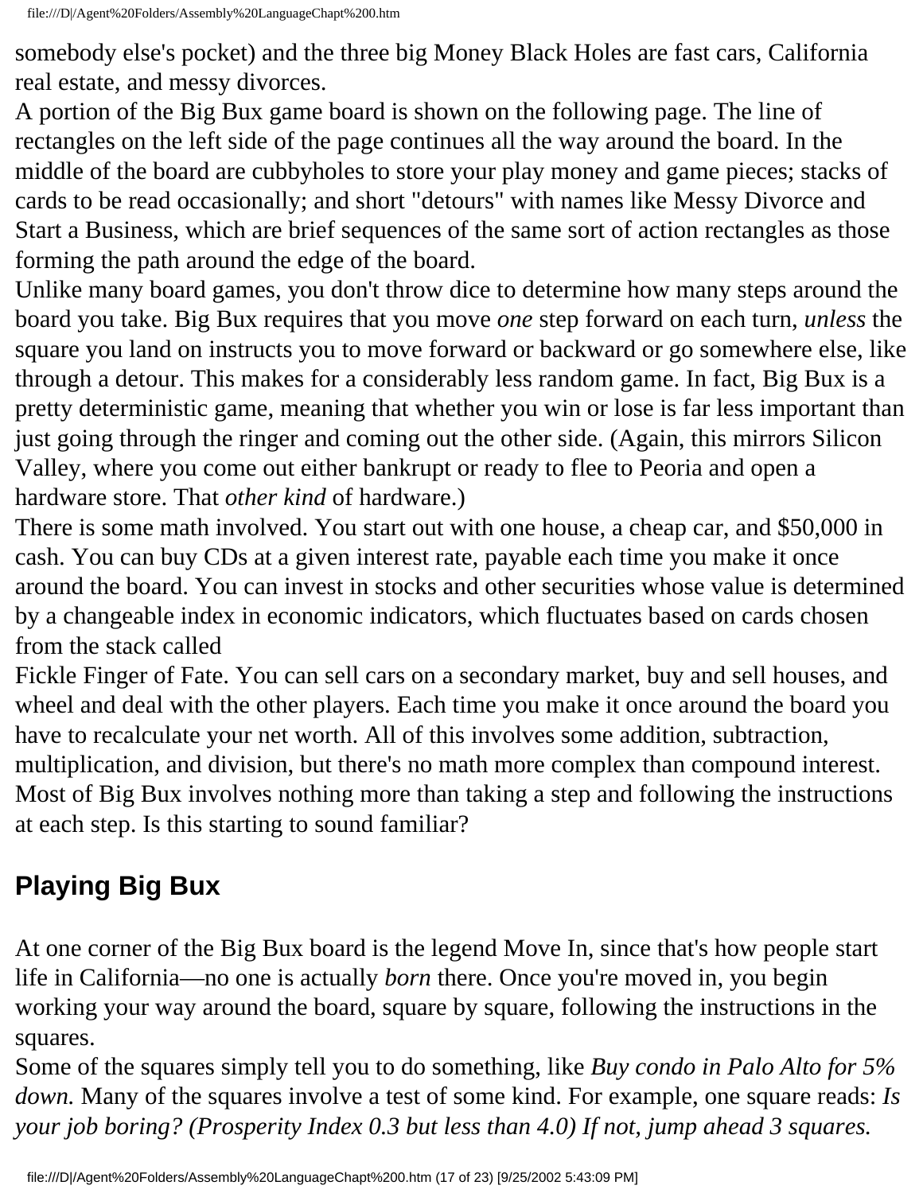somebody else's pocket) and the three big Money Black Holes are fast cars, California real estate, and messy divorces.

A portion of the Big Bux game board is shown on the following page. The line of rectangles on the left side of the page continues all the way around the board. In the middle of the board are cubbyholes to store your play money and game pieces; stacks of cards to be read occasionally; and short "detours" with names like Messy Divorce and Start a Business, which are brief sequences of the same sort of action rectangles as those forming the path around the edge of the board.

Unlike many board games, you don't throw dice to determine how many steps around the board you take. Big Bux requires that you move *one* step forward on each turn, *unless* the square you land on instructs you to move forward or backward or go somewhere else, like through a detour. This makes for a considerably less random game. In fact, Big Bux is a pretty deterministic game, meaning that whether you win or lose is far less important than just going through the ringer and coming out the other side. (Again, this mirrors Silicon Valley, where you come out either bankrupt or ready to flee to Peoria and open a hardware store. That *other kind* of hardware.)

There is some math involved. You start out with one house, a cheap car, and $50,000 in cash. You can buy CDs at a given interest rate, payable each time you make it once around the board. You can invest in stocks and other securities whose value is determined by a changeable index in economic indicators, which fluctuates based on cards chosen from the stack called Fickle Finger of Fate. You can sell cars on a secondary market, buy and sell houses, and wheel and deal with the other players. Each time you make it once around the board you have to recalculate your net worth. All of this involves some addition, subtraction, multiplication, and division, but there's no math more complex than compound interest. Most of Big Bux involves nothing more than taking a step and following the instructions at each step. Is this starting to sound familiar?

## Playing Big Bux

At one corner of the Big Bux board is the legend Move In, since that's how people start life in California—no one is actually *born* there. Once you're moved in, you begin working your way around the board, square by square, following the instructions in the squares.

Some of the squares simply tell you to do something, like *Buy condo in Palo Alto for 5% down.* Many of the squares involve a test of some kind. For example, one square reads: *Is your job boring? (Prosperity Index 0.3 but less than 4.0) If not, jump ahead 3 squares.*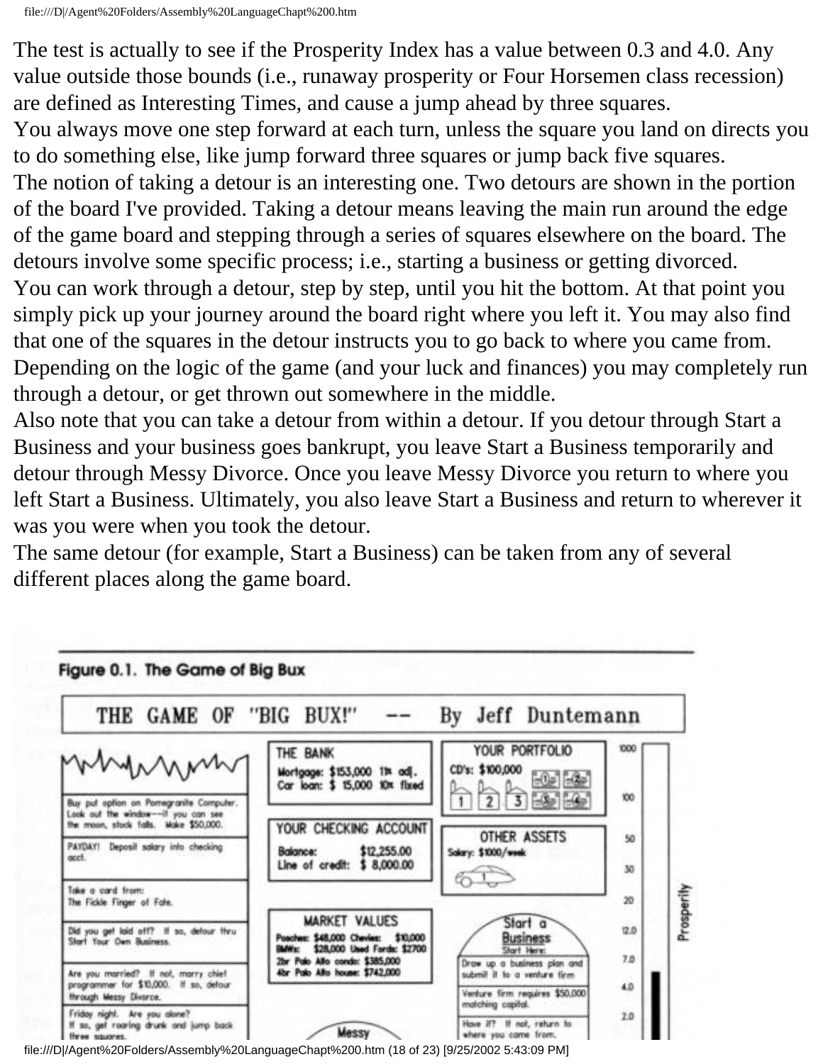The test is actually to see if the Prosperity Index has a value between 0.3 and 4.0. Any value outside those bounds (i.e., runaway prosperity or Four Horsemen class recession) are defined as Interesting Times, and cause a jump ahead by three squares.

You always move one step forward at each turn, unless the square you land on directs you to do something else, like jump forward three squares or jump back five squares.

The notion of taking a detour is an interesting one. Two detours are shown in the portion of the board I've provided. Taking a detour means leaving the main run around the edge of the game board and stepping through a series of squares elsewhere on the board. The detours involve some specific process; i.e., starting a business or getting divorced.

You can work through a detour, step by step, until you hit the bottom. At that point you simply pick up your journey around the board right where you left it. You may also find that one of the squares in the detour instructs you to go back to where you came from. Depending on the logic of the game (and your luck and finances) you may completely run through a detour, or get thrown out somewhere in the middle.

Also note that you can take a detour from within a detour. If you detour through Start a Business and your business goes bankrupt, you leave Start a Business temporarily and detour through Messy Divorce. Once you leave Messy Divorce you return to where you left Start a Business. Ultimately, you also leave Start a Business and return to wherever it was you were when you took the detour.

The same detour (for example, Start a Business) can be taken from any of several different places along the game board.

**Figure 0.1. The Game of Big Bux**

THE GAME OF "BIG BUX!" -- By Jeff Duntemann

Buy put option on Pomegranite Computer. Look out the window—if you can see the moon, stock falls. Make $50,000.

PAYDAY! Deposit salary into checking acct.

Take a card from: The Fickle Finger of Fate.

Did you get laid off? If so, detour thru Start Your Own Business.

Are you married? If not, marry chief programmer for $10,000. If so, detour through Messy Divorce.

Friday night. Are you alone? If so, get roaring drunk and jump back three squares.

THE BANK

Mortgage: $153,000 1% adj.

Car loan: $ 15,000 10% fixed

YOUR CHECKING ACCOUNT

Balance: $12,255.00

Line of credit: $ 8,000.00

MARKET VALUES

Posches: $48,000 Chevies: $10,000

BMWs: $28,000 Used Fords: $2700

2br Palo Alto condo: $385,000

4br Palo Alto house: $742,000

Messy

YOUR PORTFOLIO

CD's: $100,000

1 2 3

OTHER ASSETS

Salary: $1000/week

1

Start a Business

Start Here:

Draw up a business plan and submit it to a venture firm

Venture firm requires $50,000 matching capital.

Have it? If not, return to where you came from.

1000

100

50

30

20

12.0

7.0

4.0

2.0

Prosperity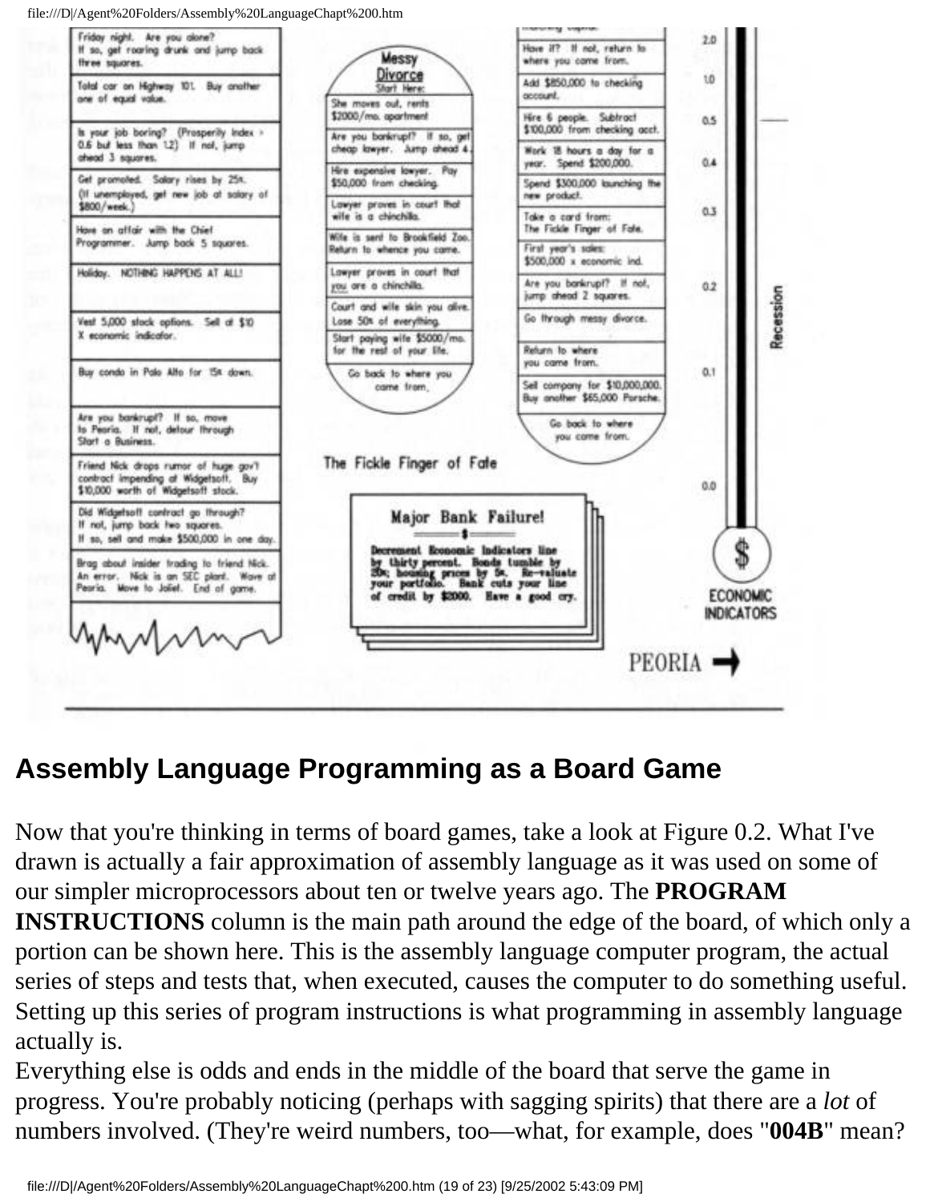Friday night. Are you alone? If so, get roaring drunk and jump back three squares.

Total car on Highway 101. Buy another one of equal value.

Is your job boring? (Prosperity Index > 0.6 but less than 1.2) If not, jump ahead 3 squares.

Get promoted. Salary rises by 25%. (If unemployed, get new job at salary of $800/week.)

Have an affair with the Chief Programmer. Jump back 5 squares.

Holiday. NOTHING HAPPENS AT ALL!

Vest 5,000 stock options. Sell at $10 X economic indicator.

Buy condo in Palo Alto for 15% down.

Are you bankrupt? If so, move to Peoria. If not, detour through Start a Business.

Friend Nick drops rumor of huge gov't contract impending at Widgetsoft. Buy $10,000 worth of Widgetsoft stock.

Did Widgetsoft contract go through? If not, jump back two squares. If so, sell and make $500,000 in one day.

Brag about insider trading to friend Nick. An error. Nick is an SEC plant. Wave at Peoria. Move to Joliet. End of game.

**Messy Divorce**
Start Here:

She moves out, rents $2000/mo. apartment

Are you bankrupt? If so, get cheap lawyer. Jump ahead 4.

Hire expensive lawyer. Pay $50,000 from checking.

Lawyer proves in court that wife is a chinchilla.

Wife is sent to Brookfield Zoo. Return to whence you came.

Lawyer proves in court that you are a chinchilla.

Court and wife skin you alive. Lose 50% of everything.

Start paying wife $5000/mo. for the rest of your life.

Go back to where you came from.

Have it? If not, return to where you came from.

Add $850,000 to checking account.

Hire 6 people. Subtract $100,000 from checking acct.

Work 18 hours a day for a year. Spend $200,000.

Spend $300,000 launching the new product.

Take a card from: The Fickle Finger of Fate.

First year's sales: $500,000 x economic ind.

Are you bankrupt? If not, jump ahead 2 squares.

Go through messy divorce.

Return to where you came from.

Sell company for $10,000,000. Buy another $65,000 Porsche.

Go back to where you come from.

The Fickle Finger of Fate

**Major Bank Failure!**

**Decrement Economic Indicators line by thirty percent. Bonds tumble by 20%; housing prices by 5%. Re-valuate your portfolio. Bank cuts your line of credit by $2000. Have a good cry.**

2.0, 1.0, 0.5, 0.4, 0.3, 0.2, 0.1, 0.0 — Recession

ECONOMIC INDICATORS

PEORIA →

## Assembly Language Programming as a Board Game

Now that you're thinking in terms of board games, take a look at Figure 0.2. What I've drawn is actually a fair approximation of assembly language as it was used on some of our simpler microprocessors about ten or twelve years ago. The **PROGRAM INSTRUCTIONS** column is the main path around the edge of the board, of which only a portion can be shown here. This is the assembly language computer program, the actual series of steps and tests that, when executed, causes the computer to do something useful. Setting up this series of program instructions is what programming in assembly language actually is.

Everything else is odds and ends in the middle of the board that serve the game in progress. You're probably noticing (perhaps with sagging spirits) that there are a *lot* of numbers involved. (They're weird numbers, too—what, for example, does "**004B**" mean?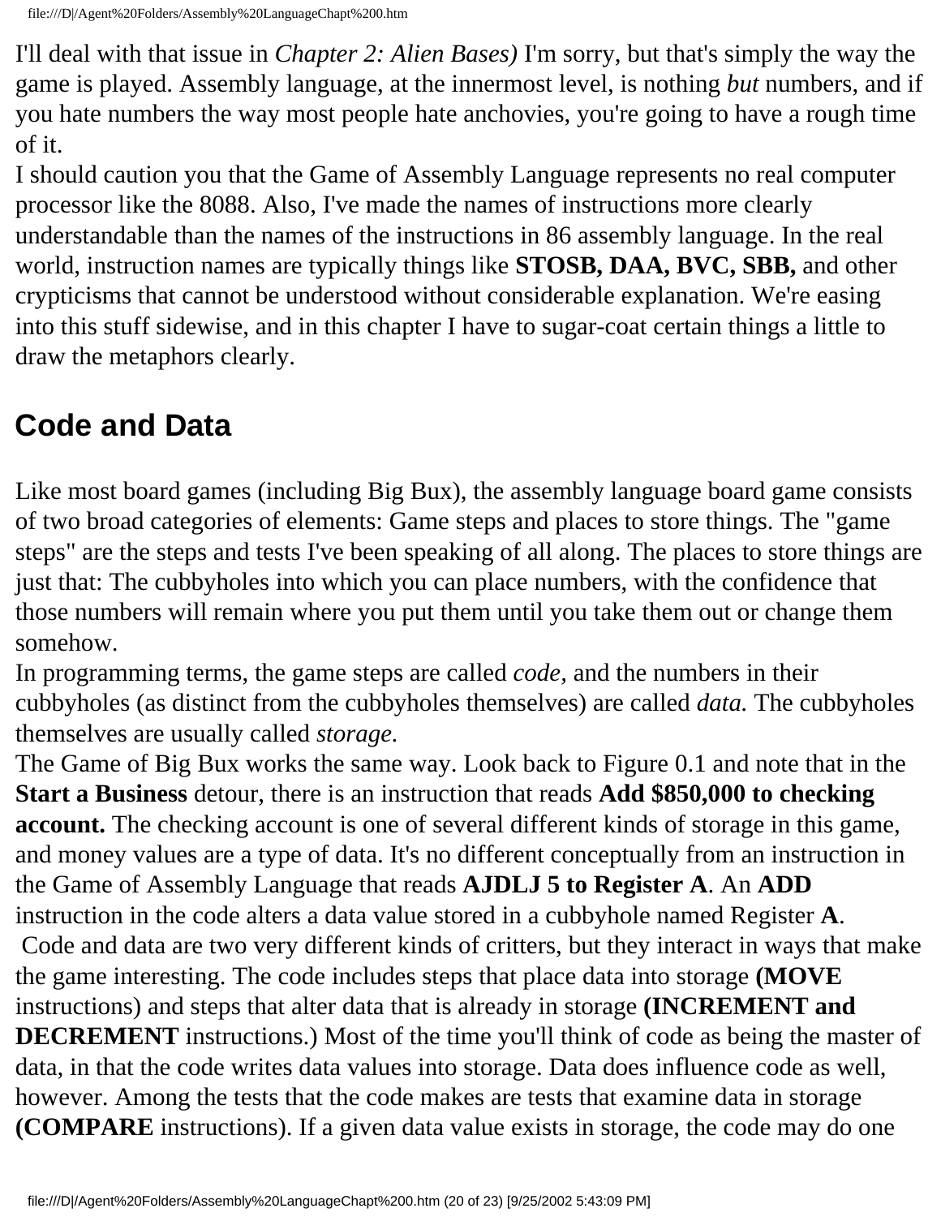I'll deal with that issue in *Chapter 2: Alien Bases)* I'm sorry, but that's simply the way the game is played. Assembly language, at the innermost level, is nothing *but* numbers, and if you hate numbers the way most people hate anchovies, you're going to have a rough time of it.

I should caution you that the Game of Assembly Language represents no real computer processor like the 8088. Also, I've made the names of instructions more clearly understandable than the names of the instructions in 86 assembly language. In the real world, instruction names are typically things like **STOSB, DAA, BVC, SBB,** and other crypticisms that cannot be understood without considerable explanation. We're easing into this stuff sidewise, and in this chapter I have to sugar-coat certain things a little to draw the metaphors clearly.

## Code and Data

Like most board games (including Big Bux), the assembly language board game consists of two broad categories of elements: Game steps and places to store things. The "game steps" are the steps and tests I've been speaking of all along. The places to store things are just that: The cubbyholes into which you can place numbers, with the confidence that those numbers will remain where you put them until you take them out or change them somehow.

In programming terms, the game steps are called *code,* and the numbers in their cubbyholes (as distinct from the cubbyholes themselves) are called *data.* The cubbyholes themselves are usually called *storage.*

The Game of Big Bux works the same way. Look back to Figure 0.1 and note that in the **Start a Business** detour, there is an instruction that reads **Add $850,000 to checking account.** The checking account is one of several different kinds of storage in this game, and money values are a type of data. It's no different conceptually from an instruction in the Game of Assembly Language that reads **AJDLJ 5 to Register A**. An **ADD** instruction in the code alters a data value stored in a cubbyhole named Register **A**.

Code and data are two very different kinds of critters, but they interact in ways that make the game interesting. The code includes steps that place data into storage **(MOVE** instructions) and steps that alter data that is already in storage **(INCREMENT and DECREMENT** instructions.) Most of the time you'll think of code as being the master of data, in that the code writes data values into storage. Data does influence code as well, however. Among the tests that the code makes are tests that examine data in storage **(COMPARE** instructions). If a given data value exists in storage, the code may do one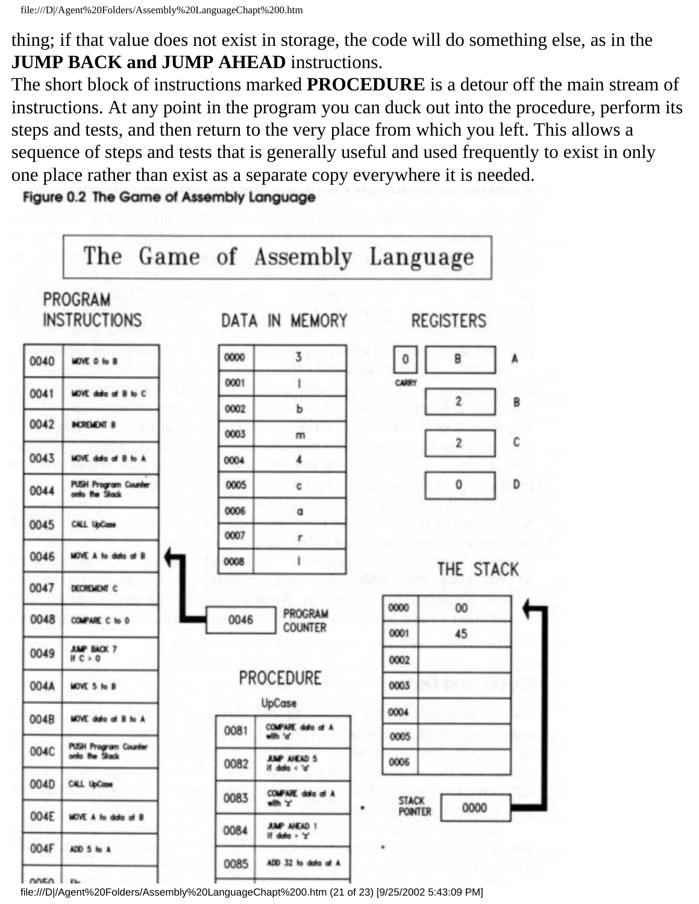thing; if that value does not exist in storage, the code will do something else, as in the **JUMP BACK and JUMP AHEAD** instructions.

The short block of instructions marked **PROCEDURE** is a detour off the main stream of instructions. At any point in the program you can duck out into the procedure, perform its steps and tests, and then return to the very place from which you left. This allows a sequence of steps and tests that is generally useful and used frequently to exist in only one place rather than exist as a separate copy everywhere it is needed.

**Figure 0.2 The Game of Assembly Language**

**The Game of Assembly Language**

**PROGRAM INSTRUCTIONS**

| Address | Instruction |
|---|---|
| 0040 | MOVE 0 to B |
| 0041 | MOVE data at B to C |
| 0042 | INCREMENT B |
| 0043 | MOVE data at B to A |
| 0044 | PUSH Program Counter onto the Stack |
| 0045 | CALL UpCase |
| 0046 | MOVE A to data at B |
| 0047 | DECREMENT C |
| 0048 | COMPARE C to 0 |
| 0049 | JUMP BACK 7 If C > 0 |
| 004A | MOVE 5 to B |
| 004B | MOVE data at B to A |
| 004C | PUSH Program Counter onto the Stack |
| 004D | CALL UpCase |
| 004E | MOVE A to data at B |
| 004F | ADD 5 to A |
| 0050 | ... |

**DATA IN MEMORY**

| Address | Data |
|---|---|
| 0000 | 3 |
| 0001 | l |
| 0002 | b |
| 0003 | m |
| 0004 | 4 |
| 0005 | c |
| 0006 | a |
| 0007 | r |
| 0008 | l |

**REGISTERS**

| Register | Value |
|---|---|
| CARRY | 0 |
| A | B |
| B | 2 |
| C | 2 |
| D | 0 |

**PROGRAM COUNTER:** 0046

**PROCEDURE**

UpCase

| Address | Instruction |
|---|---|
| 0081 | COMPARE data at A with 'a' |
| 0082 | JUMP AHEAD 5 If data < 'a' |
| 0083 | COMPARE data at A with 'z' |
| 0084 | JUMP AHEAD 1 If data > 'z' |
| 0085 | ADD 32 to data at A |

**THE STACK**

| Address | Data |
|---|---|
| 0000 | 00 |
| 0001 | 45 |
| 0002 | |
| 0003 | |
| 0004 | |
| 0005 | |
| 0006 | |

**STACK POINTER:** 0000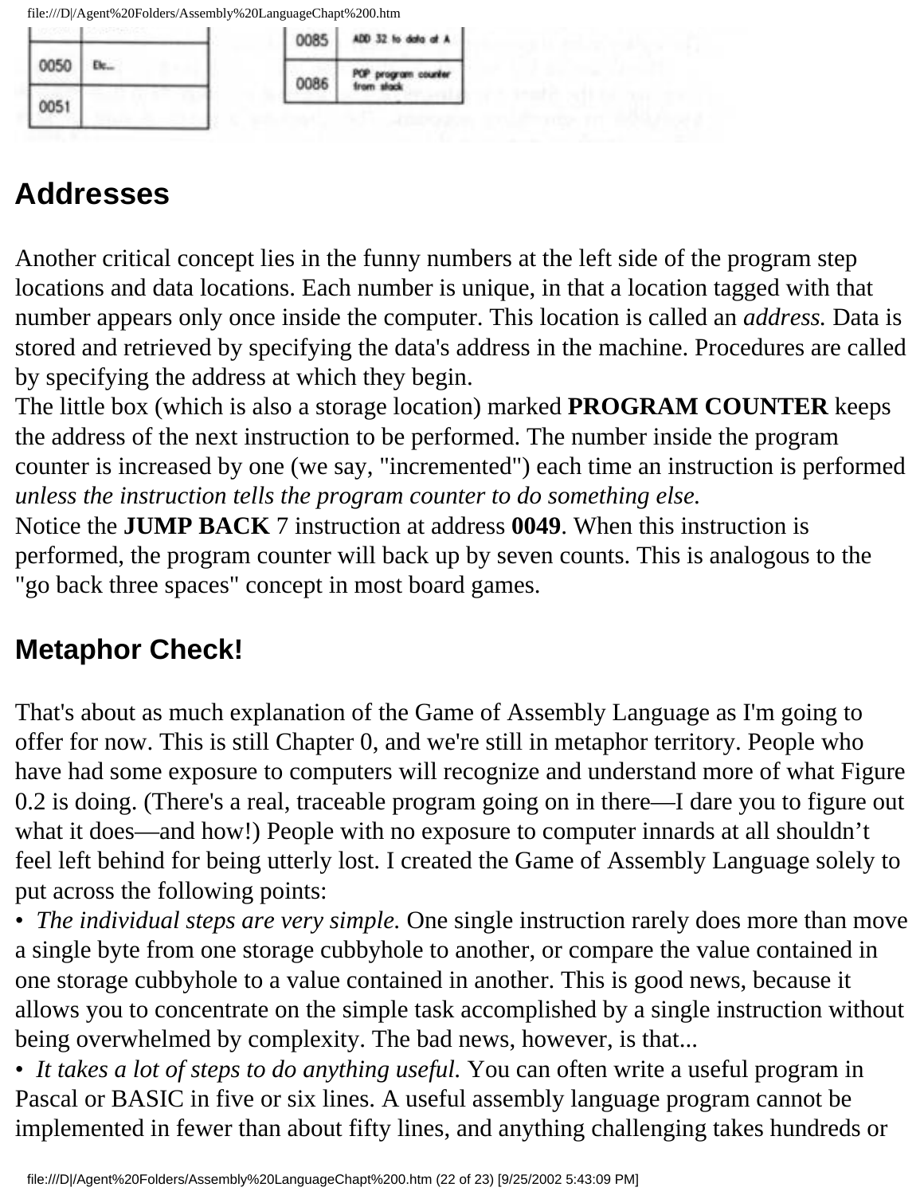| 0050 | Etc... |
| --- | --- |
| 0051 | |

| 0085 | ADD 32 to data at A |
| --- | --- |
| 0086 | POP program counter from stack |

## Addresses

Another critical concept lies in the funny numbers at the left side of the program step locations and data locations. Each number is unique, in that a location tagged with that number appears only once inside the computer. This location is called an *address.* Data is stored and retrieved by specifying the data's address in the machine. Procedures are called by specifying the address at which they begin.

The little box (which is also a storage location) marked **PROGRAM COUNTER** keeps the address of the next instruction to be performed. The number inside the program counter is increased by one (we say, "incremented") each time an instruction is performed *unless the instruction tells the program counter to do something else.*

Notice the **JUMP BACK** 7 instruction at address **0049**. When this instruction is performed, the program counter will back up by seven counts. This is analogous to the "go back three spaces" concept in most board games.

## Metaphor Check!

That's about as much explanation of the Game of Assembly Language as I'm going to offer for now. This is still Chapter 0, and we're still in metaphor territory. People who have had some exposure to computers will recognize and understand more of what Figure 0.2 is doing. (There's a real, traceable program going on in there—I dare you to figure out what it does—and how!) People with no exposure to computer innards at all shouldn't feel left behind for being utterly lost. I created the Game of Assembly Language solely to put across the following points:

- *The individual steps are very simple.* One single instruction rarely does more than move a single byte from one storage cubbyhole to another, or compare the value contained in one storage cubbyhole to a value contained in another. This is good news, because it allows you to concentrate on the simple task accomplished by a single instruction without being overwhelmed by complexity. The bad news, however, is that...
- *It takes a lot of steps to do anything useful.* You can often write a useful program in Pascal or BASIC in five or six lines. A useful assembly language program cannot be implemented in fewer than about fifty lines, and anything challenging takes hundreds or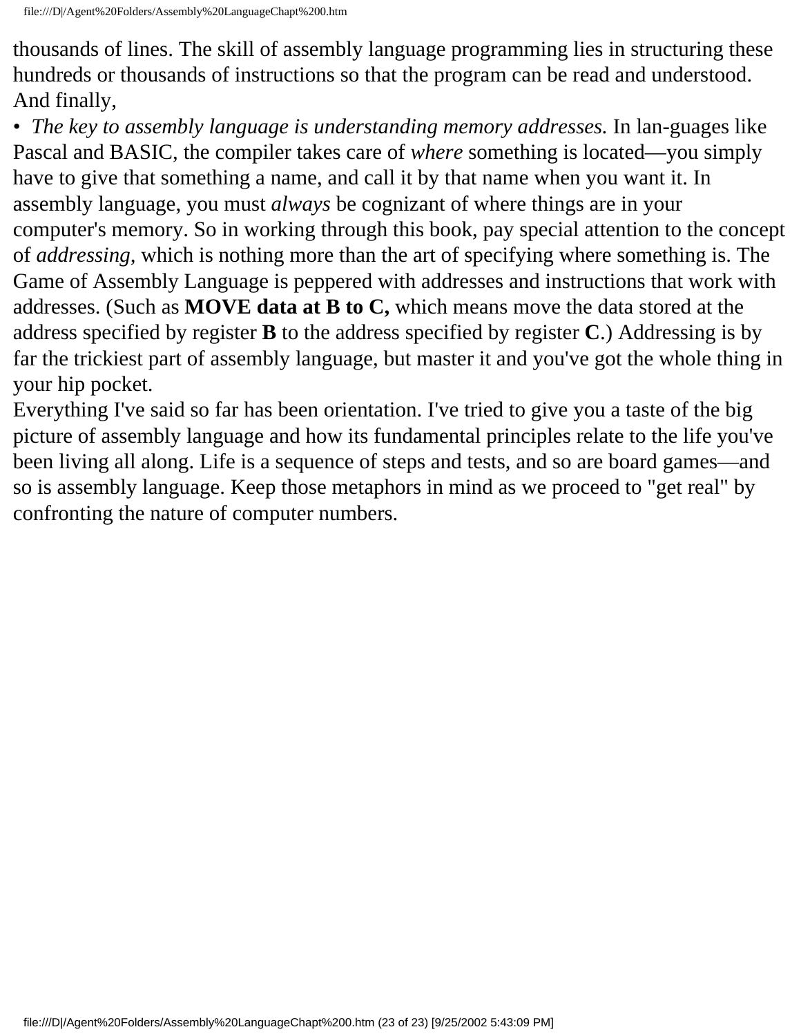thousands of lines. The skill of assembly language programming lies in structuring these hundreds or thousands of instructions so that the program can be read and understood. And finally,

- *The key to assembly language is understanding memory addresses.* In lan-guages like Pascal and BASIC, the compiler takes care of *where* something is located—you simply have to give that something a name, and call it by that name when you want it. In assembly language, you must *always* be cognizant of where things are in your computer's memory. So in working through this book, pay special attention to the concept of *addressing,* which is nothing more than the art of specifying where something is. The Game of Assembly Language is peppered with addresses and instructions that work with addresses. (Such as **MOVE data at B to C,** which means move the data stored at the address specified by register **B** to the address specified by register **C**.) Addressing is by far the trickiest part of assembly language, but master it and you've got the whole thing in your hip pocket.

Everything I've said so far has been orientation. I've tried to give you a taste of the big picture of assembly language and how its fundamental principles relate to the life you've been living all along. Life is a sequence of steps and tests, and so are board games—and so is assembly language. Keep those metaphors in mind as we proceed to "get real" by confronting the nature of computer numbers.